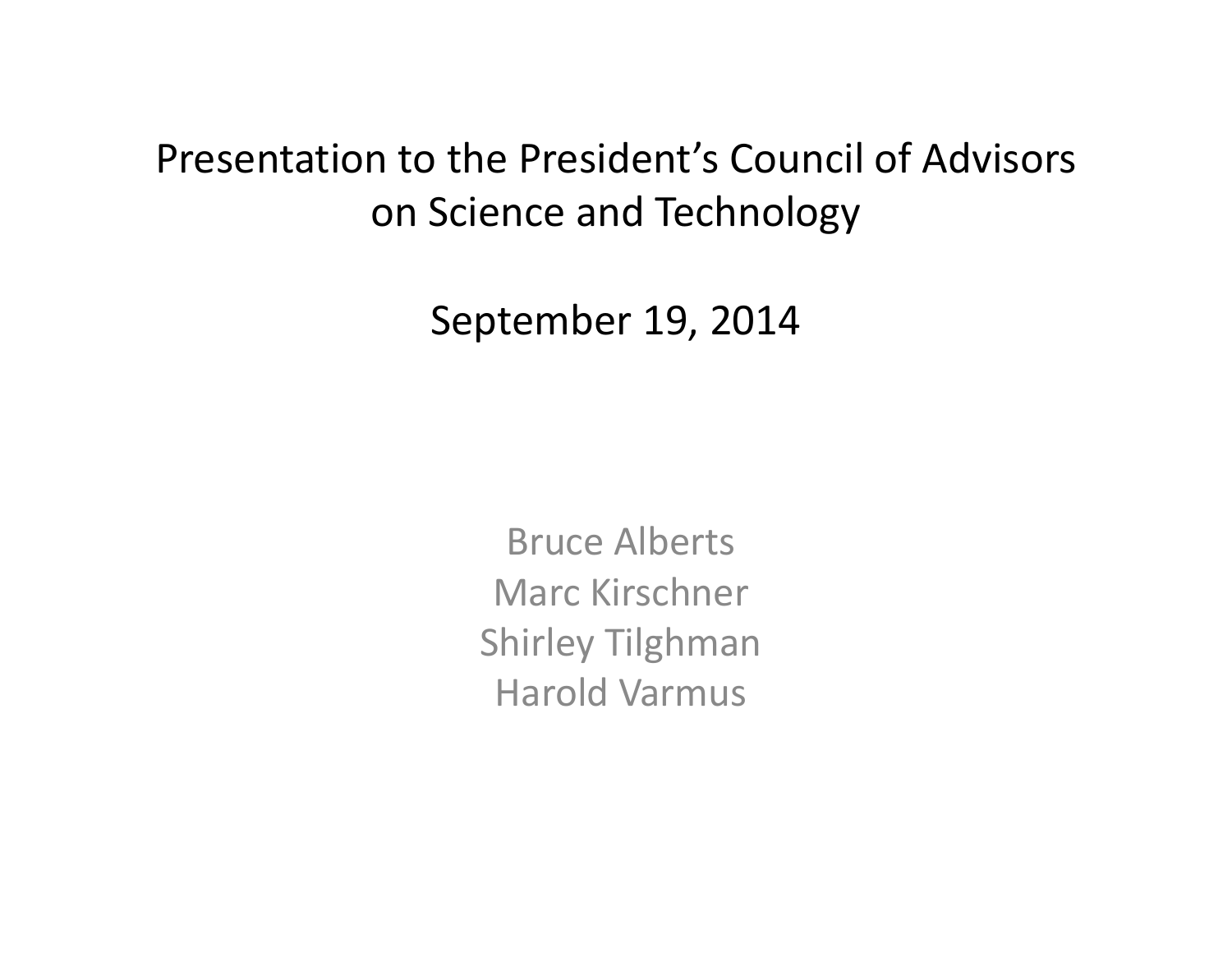# Presentation to the President's Council of Advisors on Science and Technology

## September 19, 2014

Bruce Alberts
Marc Kirschner
Shirley Tilghman
Harold Varmus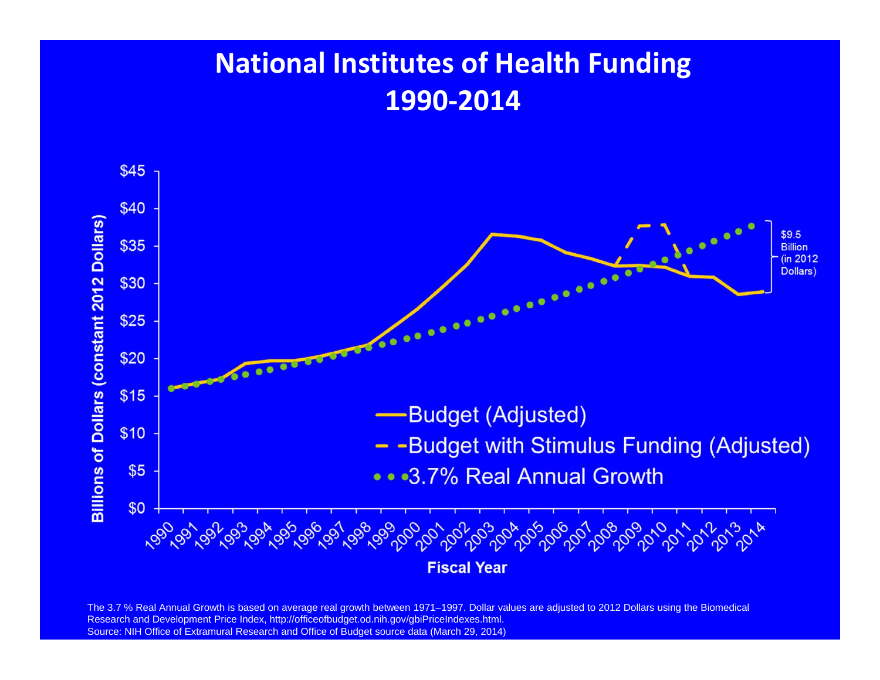# National Institutes of Health Funding 1990-2014

The 3.7 % Real Annual Growth is based on average real growth between 1971–1997. Dollar values are adjusted to 2012 Dollars using the Biomedical Research and Development Price Index, http://officeofbudget.od.nih.gov/gbiPriceIndexes.html.
Source: NIH Office of Extramural Research and Office of Budget source data (March 29, 2014)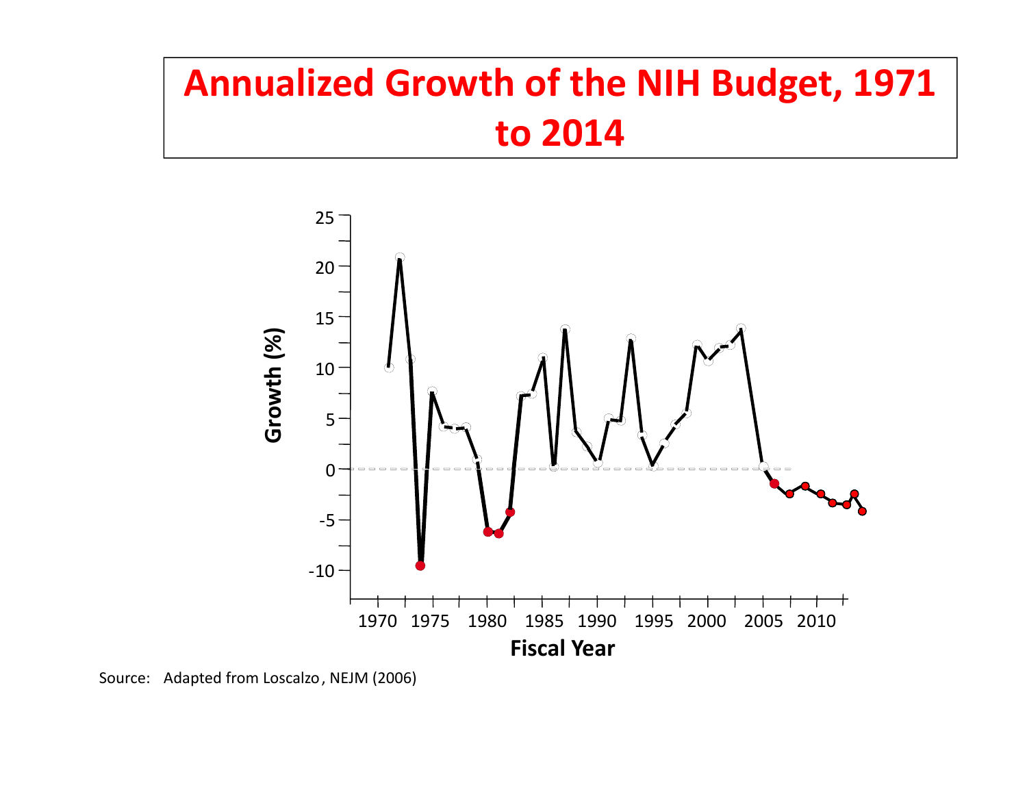# Annualized Growth of the NIH Budget, 1971 to 2014

Source: Adapted from Loscalzo, NEJM (2006)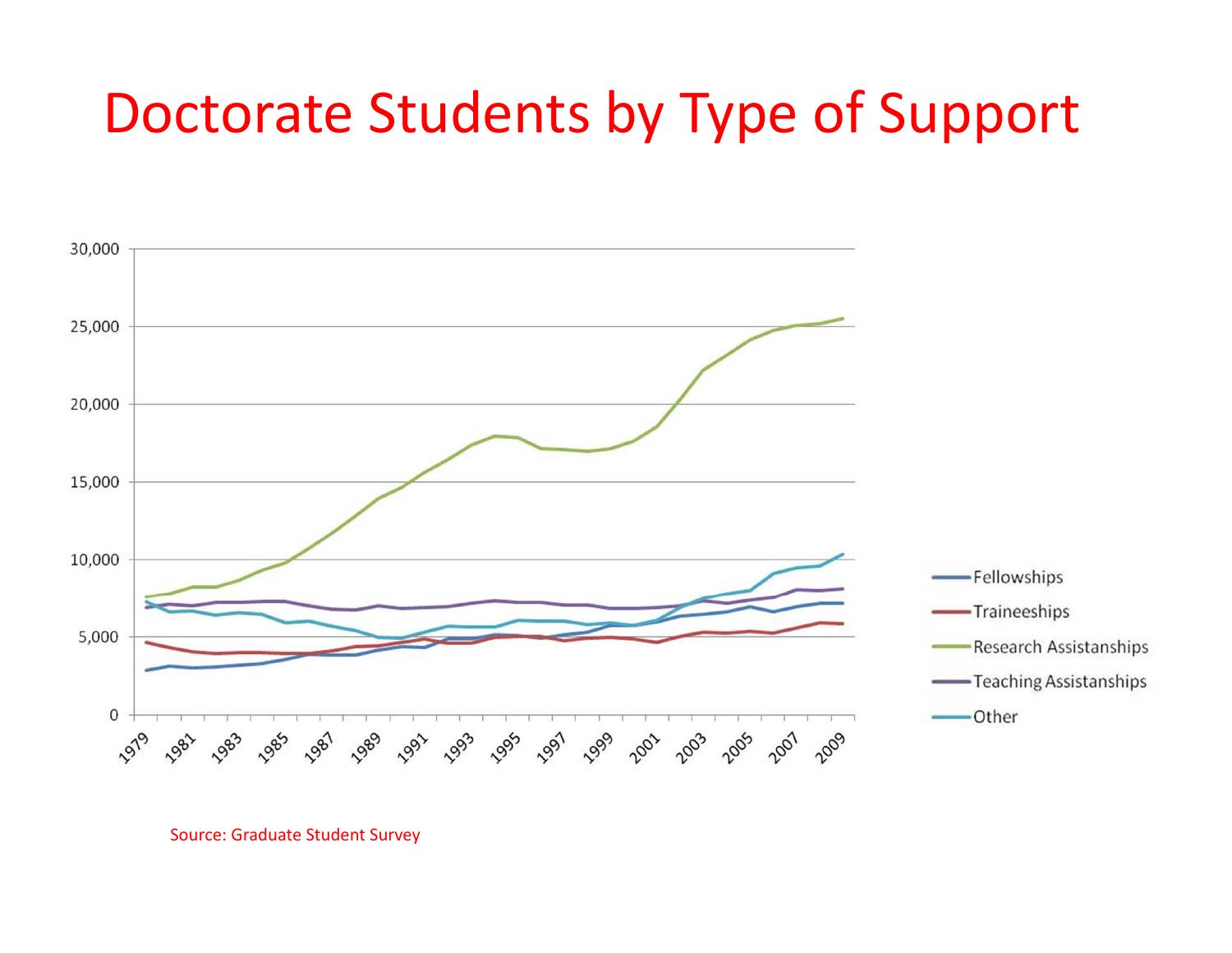# Doctorate Students by Type of Support

Source: Graduate Student Survey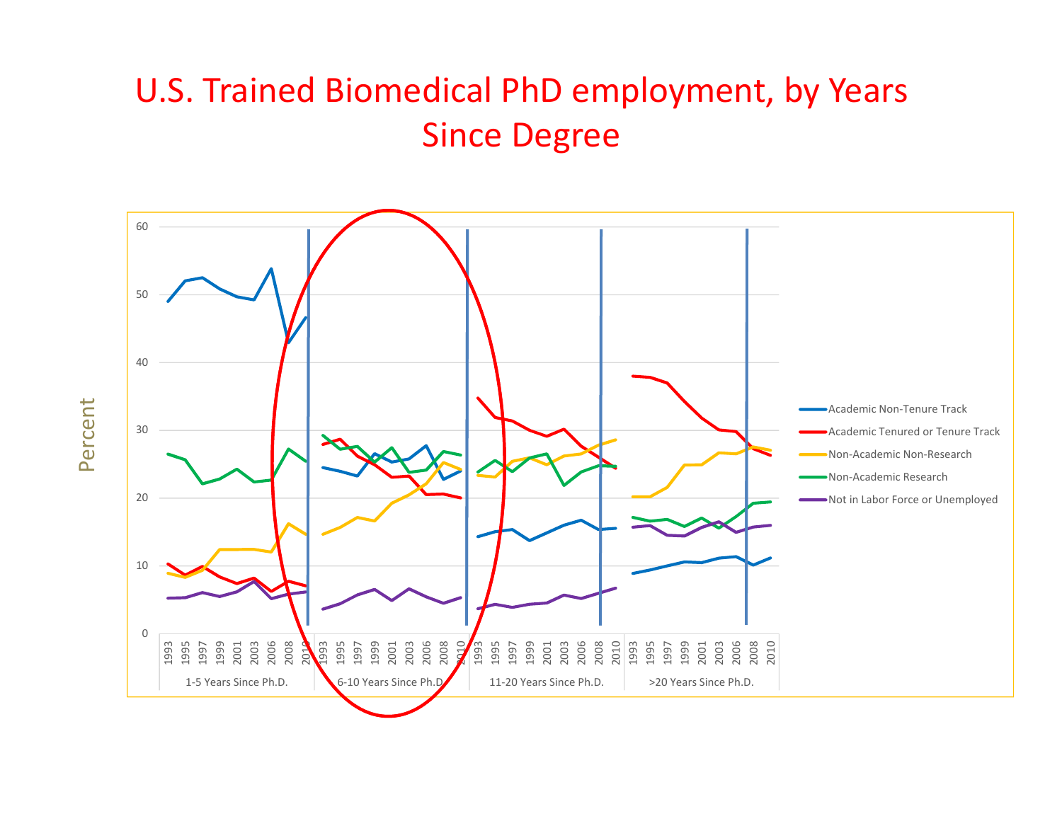# U.S. Trained Biomedical PhD employment, by Years Since Degree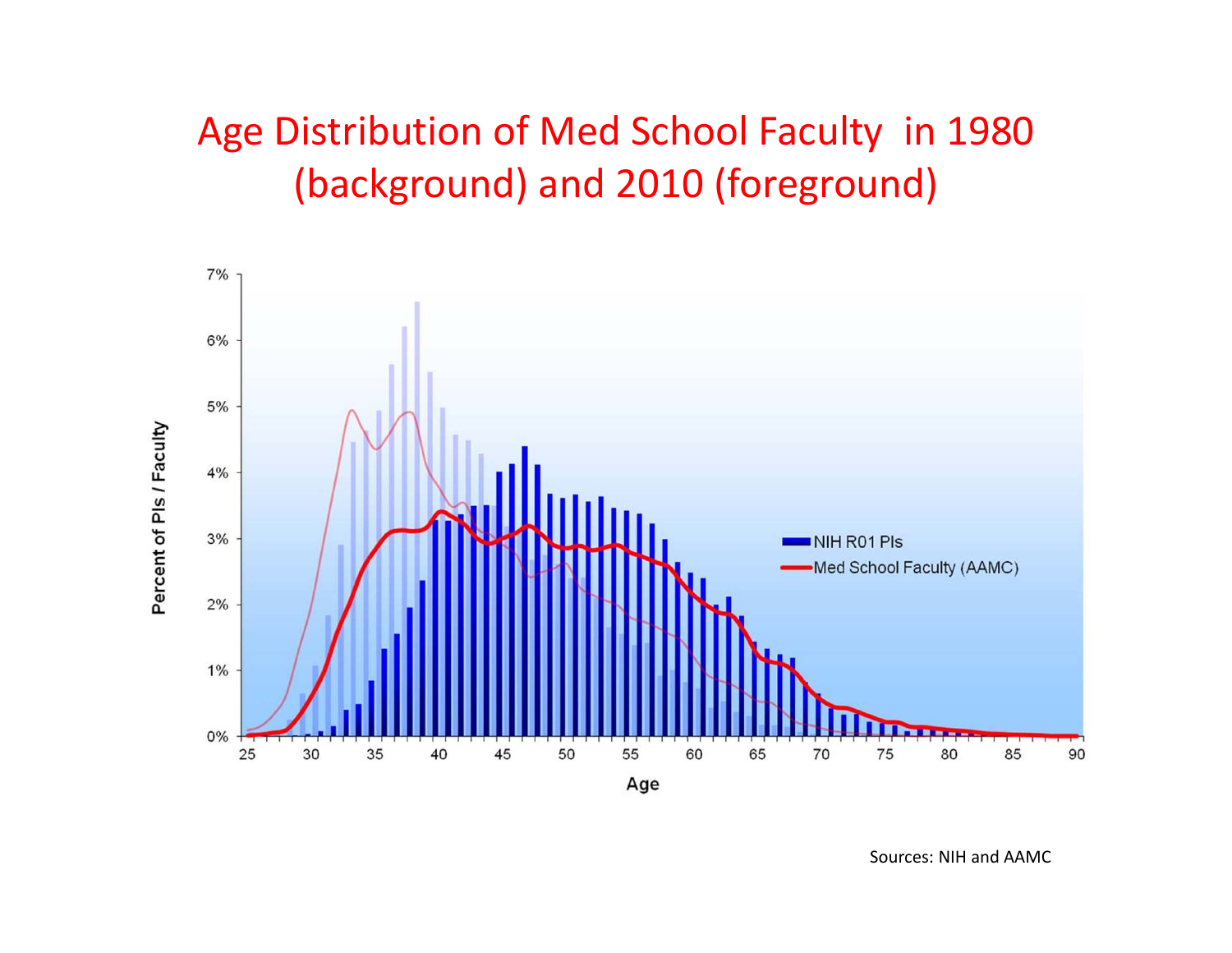# Age Distribution of Med School Faculty in 1980 (background) and 2010 (foreground)

Sources: NIH and AAMC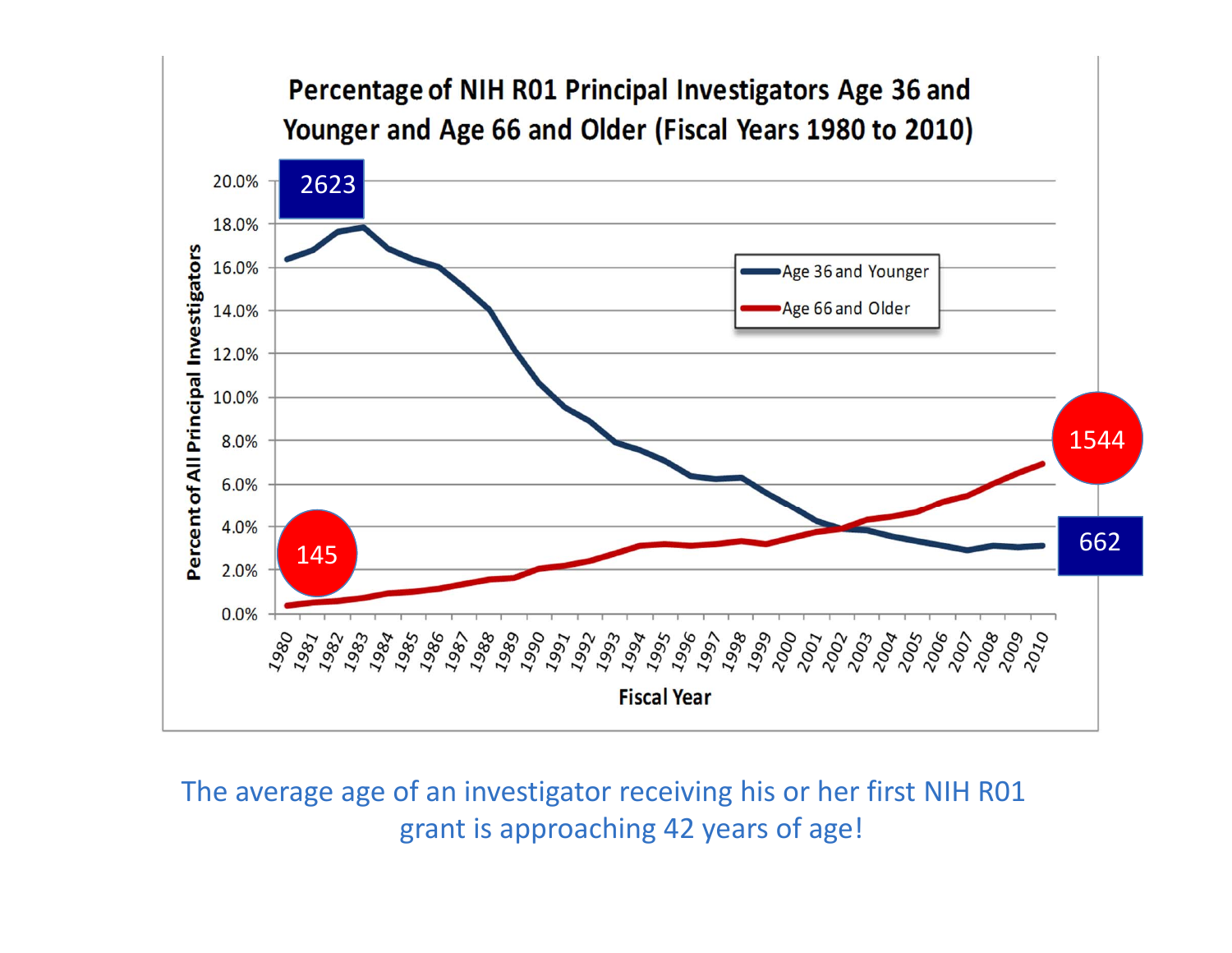Percentage of NIH R01 Principal Investigators Age 36 and Younger and Age 66 and Older (Fiscal Years 1980 to 2010)

20.0%
18.0%
16.0%
14.0%
12.0%
10.0%
8.0%
6.0%
4.0%
2.0%
0.0%

Percent of All Principal Investigators

2623

145

1544

662

Age 36 and Younger

Age 66 and Older

1980 1981 1982 1983 1984 1985 1986 1987 1988 1989 1990 1991 1992 1993 1994 1995 1996 1997 1998 1999 2000 2001 2002 2003 2004 2005 2006 2007 2008 2009 2010

Fiscal Year

The average age of an investigator receiving his or her first NIH R01 grant is approaching 42 years of age!